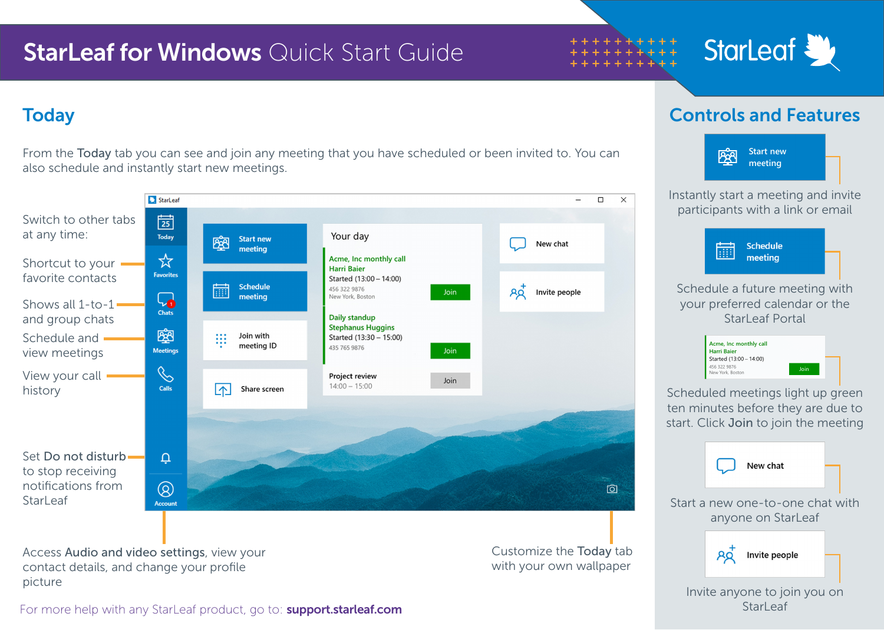# StarLeaf for Windows Quick Start Guide

## Today

From the **Today** tab you can see and join any meeting that you have scheduled or been invited to. You can also schedule and instantly start new meetings.

Switch to other tabs at any time:

- Shortcut to your favorite contacts
- Shows all 1-to-1 and group chats
- Schedule and view meetings
- View your call history

Set **Do not disturb** to stop receiving notifications from StarLeaf

Access **Audio and video settings**, view your contact details, and change your profile picture

Customize the **Today** tab with your own wallpaper

For more help with any StarLeaf product, go to: **support.starleaf.com**

## Controls and Features

**Start new meeting**

Instantly start a meeting and invite participants with a link or email

**Schedule meeting**

Schedule a future meeting with your preferred calendar or the StarLeaf Portal

Scheduled meetings light up green ten minutes before they are due to start. Click **Join** to join the meeting

**New chat**

Start a new one-to-one chat with anyone on StarLeaf

**Invite people**

Invite anyone to join you on StarLeaf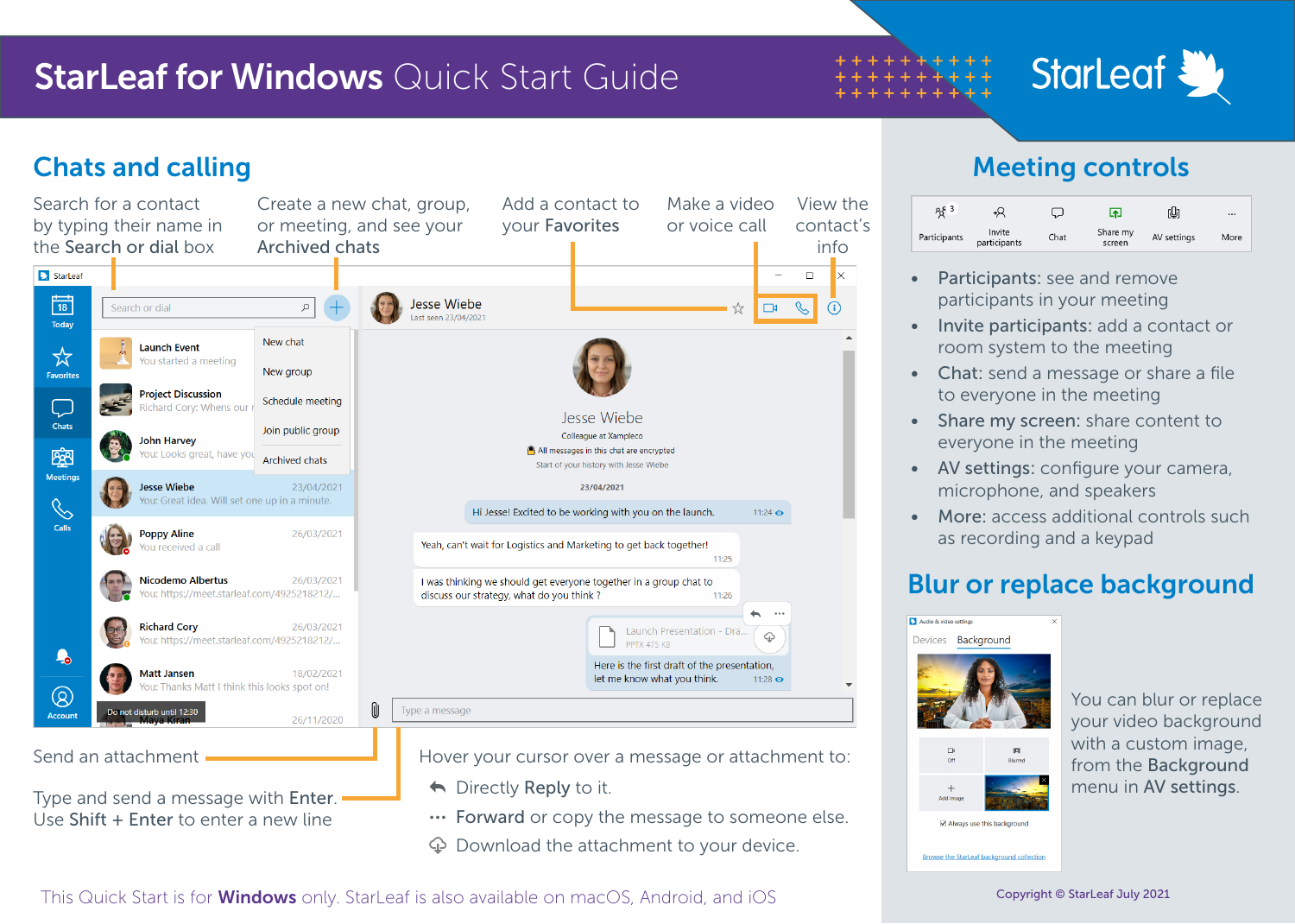# StarLeaf for Windows Quick Start Guide

## Chats and calling

Search for a contact by typing their name in the **Search or dial** box

Create a new chat, group, or meeting, and see your **Archived chats**

Add a contact to your **Favorites**

Make a video or voice call

View the contact's info

Send an attachment

Type and send a message with **Enter**. Use **Shift + Enter** to enter a new line

Hover your cursor over a message or attachment to:

- Directly **Reply** to it.
- **Forward** or copy the message to someone else.
- Download the attachment to your device.

## Meeting controls

- **Participants:** see and remove participants in your meeting
- **Invite participants:** add a contact or room system to the meeting
- **Chat:** send a message or share a file to everyone in the meeting
- **Share my screen:** share content to everyone in the meeting
- **AV settings:** configure your camera, microphone, and speakers
- **More:** access additional controls such as recording and a keypad

## Blur or replace background

You can blur or replace your video background with a custom image, from the **Background** menu in **AV settings**.

This Quick Start is for **Windows** only. StarLeaf is also available on macOS, Android, and iOS

Copyright © StarLeaf July 2021